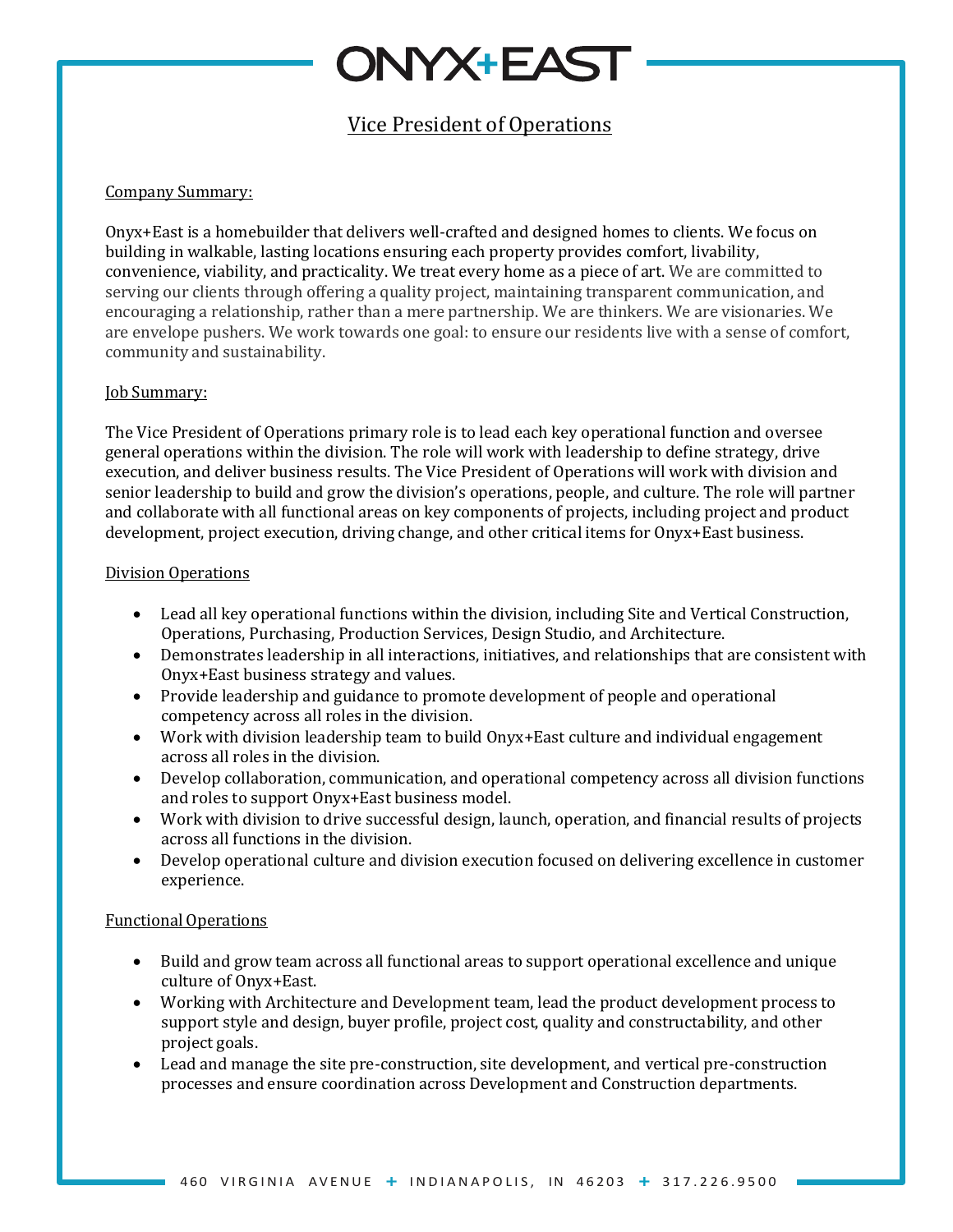# ONYX+EAST

## Vice President of Operations

### Company Summary:

Onyx+East is a homebuilder that delivers well-crafted and designed homes to clients. We focus on building in walkable, lasting locations ensuring each property provides comfort, livability, convenience, viability, and practicality. We treat every home as a piece of art. We are committed to serving our clients through offering a quality project, maintaining transparent communication, and encouraging a relationship, rather than a mere partnership. We are thinkers. We are visionaries. We are envelope pushers. We work towards one goal: to ensure our residents live with a sense of comfort, community and sustainability.

### Job Summary:

The Vice President of Operations primary role is to lead each key operational function and oversee general operations within the division. The role will work with leadership to define strategy, drive execution, and deliver business results. The Vice President of Operations will work with division and senior leadership to build and grow the division's operations, people, and culture. The role will partner and collaborate with all functional areas on key components of projects, including project and product development, project execution, driving change, and other critical items for Onyx+East business.

### Division Operations

- Lead all key operational functions within the division, including Site and Vertical Construction, Operations, Purchasing, Production Services, Design Studio, and Architecture.
- Demonstrates leadership in all interactions, initiatives, and relationships that are consistent with Onyx+East business strategy and values.
- Provide leadership and guidance to promote development of people and operational competency across all roles in the division.
- Work with division leadership team to build Onyx+East culture and individual engagement across all roles in the division.
- Develop collaboration, communication, and operational competency across all division functions and roles to support Onyx+East business model.
- Work with division to drive successful design, launch, operation, and financial results of projects across all functions in the division.
- Develop operational culture and division execution focused on delivering excellence in customer experience.

### Functional Operations

- Build and grow team across all functional areas to support operational excellence and unique culture of Onyx+East.
- Working with Architecture and Development team, lead the product development process to support style and design, buyer profile, project cost, quality and constructability, and other project goals.
- Lead and manage the site pre-construction, site development, and vertical pre-construction processes and ensure coordination across Development and Construction departments.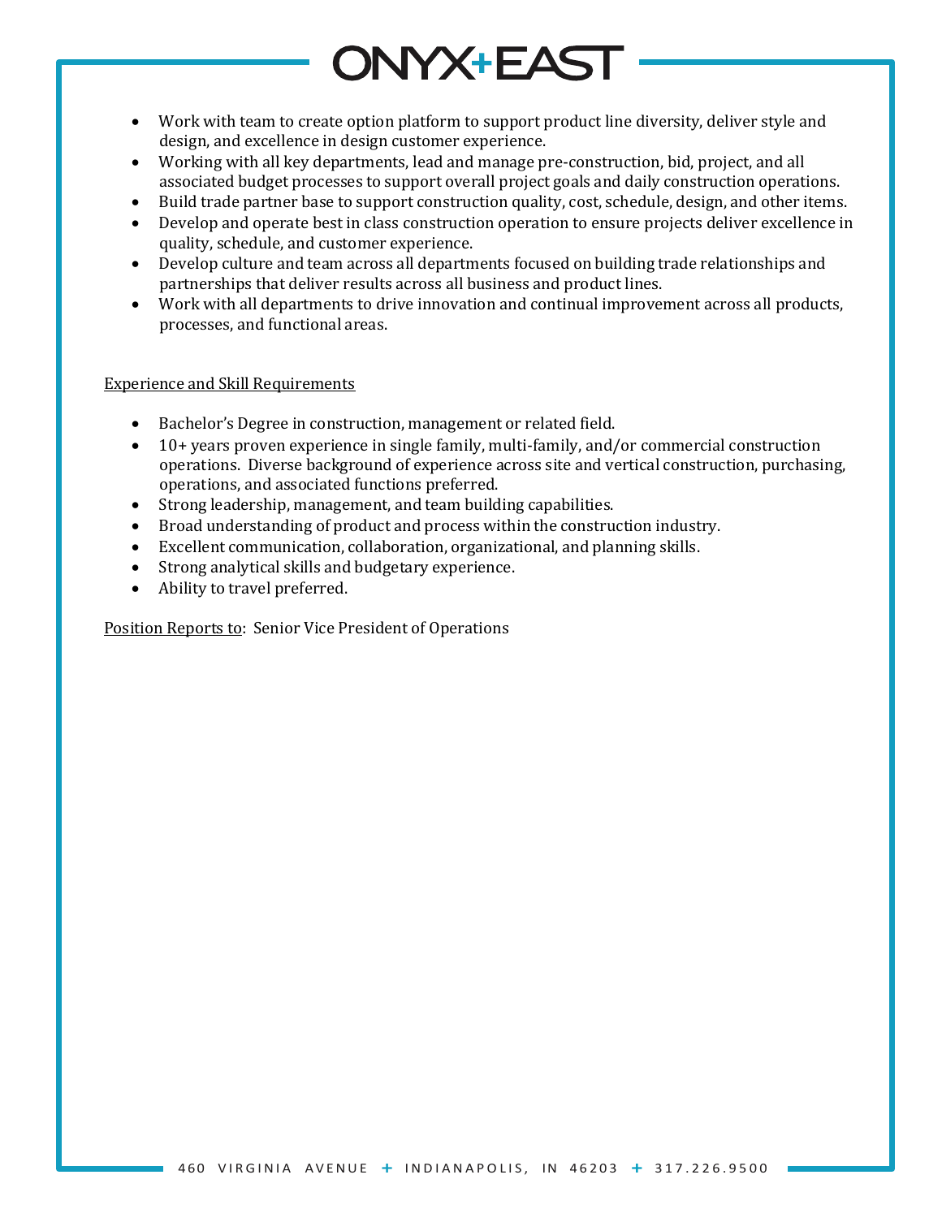- Work with team to create option platform to support product line diversity, deliver style and design, and excellence in design customer experience.
- Working with all key departments, lead and manage pre-construction, bid, project, and all associated budget processes to support overall project goals and daily construction operations.
- Build trade partner base to support construction quality, cost, schedule, design, and other items.
- Develop and operate best in class construction operation to ensure projects deliver excellence in quality, schedule, and customer experience.
- Develop culture and team across all departments focused on building trade relationships and partnerships that deliver results across all business and product lines.
- Work with all departments to drive innovation and continual improvement across all products, processes, and functional areas.

Experience and Skill Requirements

- Bachelor's Degree in construction, management or related field.
- 10+ years proven experience in single family, multi-family, and/or commercial construction operations. Diverse background of experience across site and vertical construction, purchasing, operations, and associated functions preferred.
- Strong leadership, management, and team building capabilities.
- Broad understanding of product and process within the construction industry.
- Excellent communication, collaboration, organizational, and planning skills.
- Strong analytical skills and budgetary experience.
- Ability to travel preferred.

Position Reports to: Senior Vice President of Operations